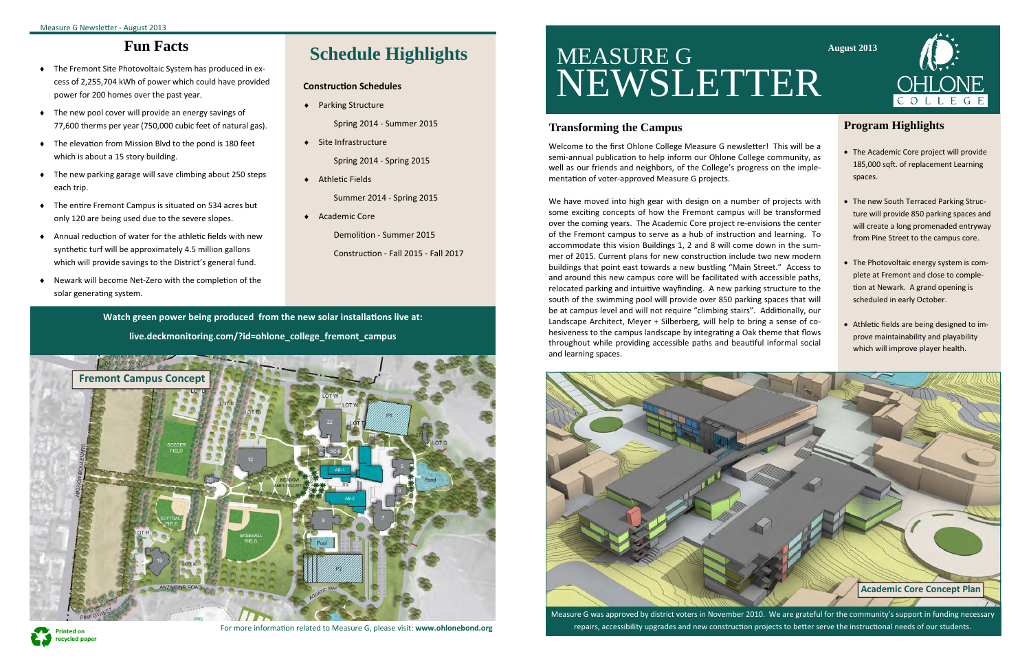# MEASURE G NEWSLETTER

August 2013

OHLONE COLLEGE

## Transforming the Campus

Welcome to the first Ohlone College Measure G newsletter! This will be a semi-annual publication to help inform our Ohlone College community, as well as our friends and neighbors, of the College's progress on the implementation of voter-approved Measure G projects.

We have moved into high gear with design on a number of projects with some exciting concepts of how the Fremont campus will be transformed over the coming years. The Academic Core project re-envisions the center of the Fremont campus to serve as a hub of instruction and learning. To accommodate this vision Buildings 1, 2 and 8 will come down in the summer of 2015. Current plans for new construction include two new modern buildings that point east towards a new bustling "Main Street." Access to and around this new campus core will be facilitated with accessible paths, relocated parking and intuitive wayfinding. A new parking structure to the south of the swimming pool will provide over 850 parking spaces that will be at campus level and will not require "climbing stairs". Additionally, our Landscape Architect, Meyer + Silberberg, will help to bring a sense of cohesiveness to the campus landscape by integrating a Oak theme that flows throughout while providing accessible paths and beautiful informal social and learning spaces.

## Program Highlights

- The Academic Core project will provide 185,000 sqft. of replacement Learning spaces.
- The new South Terraced Parking Structure will provide 850 parking spaces and will create a long promenaded entryway from Pine Street to the campus core.
- The Photovoltaic energy system is complete at Fremont and close to completion at Newark. A grand opening is scheduled in early October.
- Athletic fields are being designed to improve maintainability and playability which will improve player health.

Academic Core Concept Plan

Measure G was approved by district voters in November 2010. We are grateful for the community's support in funding necessary repairs, accessibility upgrades and new construction projects to better serve the instructional needs of our students.

## Fun Facts

- The Fremont Site Photovoltaic System has produced in excess of 2,255,704 kWh of power which could have provided power for 200 homes over the past year.
- The new pool cover will provide an energy savings of 77,600 therms per year (750,000 cubic feet of natural gas).
- The elevation from Mission Blvd to the pond is 180 feet which is about a 15 story building.
- The new parking garage will save climbing about 250 steps each trip.
- The entire Fremont Campus is situated on 534 acres but only 120 are being used due to the severe slopes.
- Annual reduction of water for the athletic fields with new synthetic turf will be approximately 4.5 million gallons which will provide savings to the District's general fund.
- Newark will become Net-Zero with the completion of the solar generating system.

## Schedule Highlights

### Construction Schedules

- Parking Structure
  - Spring 2014 - Summer 2015
- Site Infrastructure
  - Spring 2014 - Spring 2015
- Athletic Fields
  - Summer 2014 - Spring 2015
- Academic Core
  - Demolition - Summer 2015
  - Construction - Fall 2015 - Fall 2017

**Watch green power being produced from the new solar installations live at:**

**live.deckmonitoring.com/?id=ohlone_college_fremont_campus**

Fremont Campus Concept

Printed on recycled paper

For more information related to Measure G, please visit: **www.ohlonebond.org**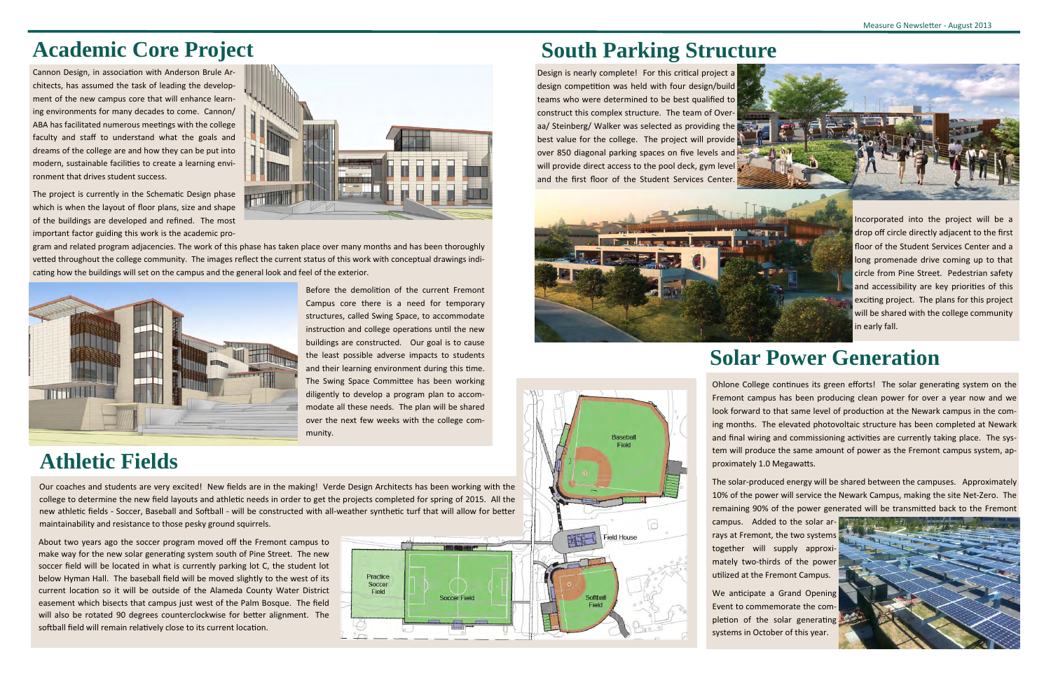# Academic Core Project

Cannon Design, in association with Anderson Brule Architects, has assumed the task of leading the development of the new campus core that will enhance learning environments for many decades to come. Cannon/ABA has facilitated numerous meetings with the college faculty and staff to understand what the goals and dreams of the college are and how they can be put into modern, sustainable facilities to create a learning environment that drives student success.

The project is currently in the Schematic Design phase which is when the layout of floor plans, size and shape of the buildings are developed and refined. The most important factor guiding this work is the academic program and related program adjacencies. The work of this phase has taken place over many months and has been thoroughly vetted throughout the college community. The images reflect the current status of this work with conceptual drawings indicating how the buildings will set on the campus and the general look and feel of the exterior.

Before the demolition of the current Fremont Campus core there is a need for temporary structures, called Swing Space, to accommodate instruction and college operations until the new buildings are constructed. Our goal is to cause the least possible adverse impacts to students and their learning environment during this time. The Swing Space Committee has been working diligently to develop a program plan to accommodate all these needs. The plan will be shared over the next few weeks with the college community.

# Athletic Fields

Our coaches and students are very excited! New fields are in the making! Verde Design Architects has been working with the college to determine the new field layouts and athletic needs in order to get the projects completed for spring of 2015. All the new athletic fields - Soccer, Baseball and Softball - will be constructed with all-weather synthetic turf that will allow for better maintainability and resistance to those pesky ground squirrels.

About two years ago the soccer program moved off the Fremont campus to make way for the new solar generating system south of Pine Street. The new soccer field will be located in what is currently parking lot C, the student lot below Hyman Hall. The baseball field will be moved slightly to the west of its current location so it will be outside of the Alameda County Water District easement which bisects that campus just west of the Palm Bosque. The field will also be rotated 90 degrees counterclockwise for better alignment. The softball field will remain relatively close to its current location.

Baseball Field
Field House
Softball Field
Practice Soccer Field
Soccer Field

# South Parking Structure

Design is nearly complete! For this critical project a design competition was held with four design/build teams who were determined to be best qualified to construct this complex structure. The team of Overaa/ Steinberg/ Walker was selected as providing the best value for the college. The project will provide over 850 diagonal parking spaces on five levels and will provide direct access to the pool deck, gym level and the first floor of the Student Services Center.

Incorporated into the project will be a drop off circle directly adjacent to the first floor of the Student Services Center and a long promenade drive coming up to that circle from Pine Street. Pedestrian safety and accessibility are key priorities of this exciting project. The plans for this project will be shared with the college community in early fall.

# Solar Power Generation

Ohlone College continues its green efforts! The solar generating system on the Fremont campus has been producing clean power for over a year now and we look forward to that same level of production at the Newark campus in the coming months. The elevated photovoltaic structure has been completed at Newark and final wiring and commissioning activities are currently taking place. The system will produce the same amount of power as the Fremont campus system, approximately 1.0 Megawatts.

The solar-produced energy will be shared between the campuses. Approximately 10% of the power will service the Newark Campus, making the site Net-Zero. The remaining 90% of the power generated will be transmitted back to the Fremont campus. Added to the solar arrays at Fremont, the two systems together will supply approximately two-thirds of the power utilized at the Fremont Campus.

We anticipate a Grand Opening Event to commemorate the completion of the solar generating systems in October of this year.